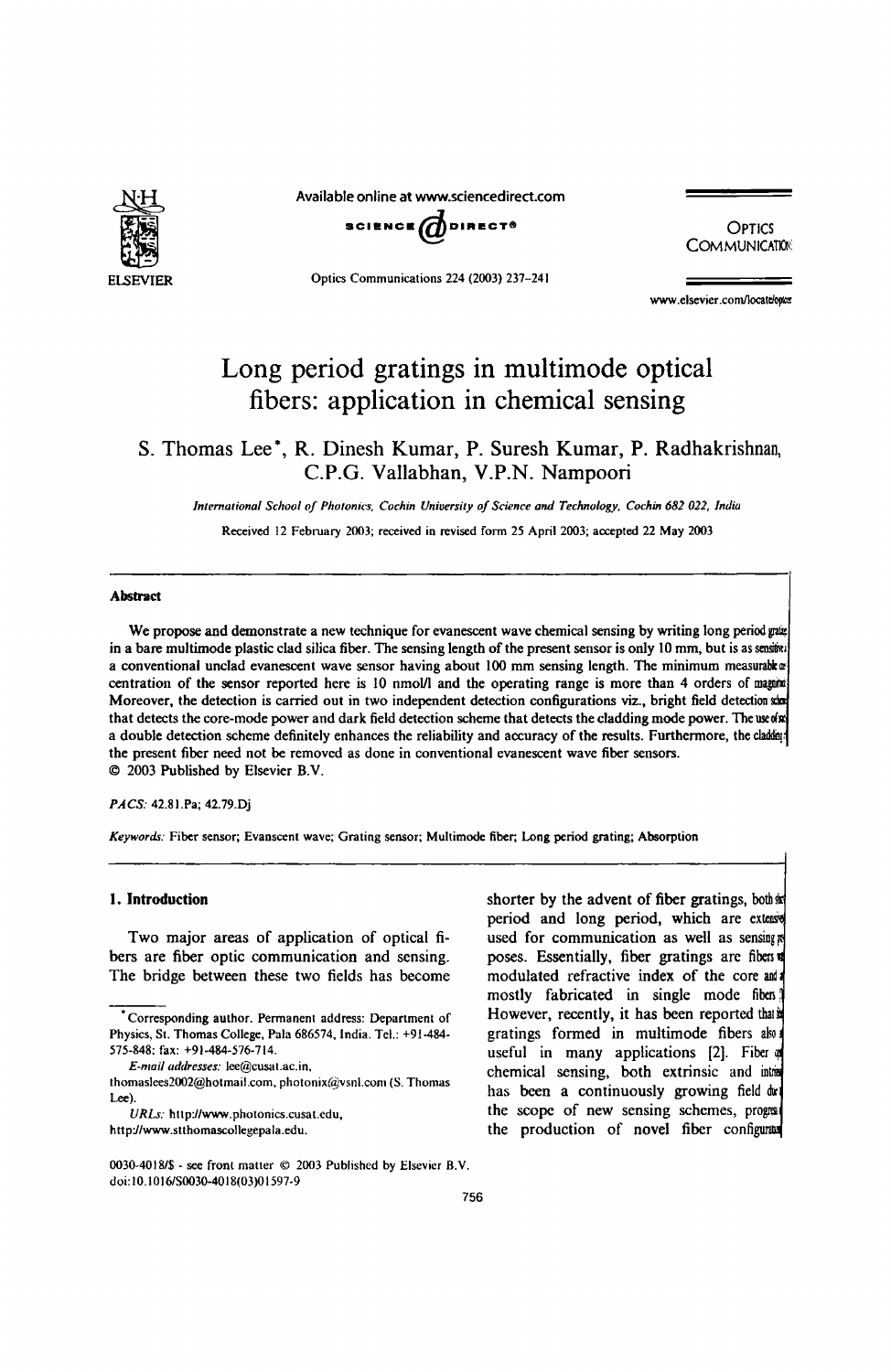# Long period gratings in multimode optical fibers: application in chemical sensing

S. Thomas Lee*, R. Dinesh Kumar, P. Suresh Kumar, P. Radhakrishnan, C.P.G. Vallabhan, V.P.N. Nampoori

*International School of Photonics, Cochin University of Science and Technology, Cochin 682 022, India*

Received 12 February 2003; received in revised form 25 April 2003; accepted 22 May 2003

## Abstract

We propose and demonstrate a new technique for evanescent wave chemical sensing by writing long period grating in a bare multimode plastic clad silica fiber. The sensing length of the present sensor is only 10 mm, but is as sensitive as a conventional unclad evanescent wave sensor having about 100 mm sensing length. The minimum measurable concentration of the sensor reported here is 10 nmol/l and the operating range is more than 4 orders of magnitude. Moreover, the detection is carried out in two independent detection configurations viz., bright field detection scheme that detects the core-mode power and dark field detection scheme that detects the cladding mode power. The use of such a double detection scheme definitely enhances the reliability and accuracy of the results. Furthermore, the cladding of the present fiber need not be removed as done in conventional evanescent wave fiber sensors.

© 2003 Published by Elsevier B.V.

*PACS:* 42.81.Pa; 42.79.Dj

*Keywords:* Fiber sensor; Evanscent wave; Grating sensor; Multimode fiber; Long period grating; Absorption

## 1. Introduction

Two major areas of application of optical fibers are fiber optic communication and sensing. The bridge between these two fields has become shorter by the advent of fiber gratings, both short period and long period, which are extensively used for communication as well as sensing purposes. Essentially, fiber gratings are fibers with modulated refractive index of the core and are mostly fabricated in single mode fibers [1]. However, recently, it has been reported that the gratings formed in multimode fibers also are useful in many applications [2]. Fiber optic chemical sensing, both extrinsic and intrinsic, has been a continuously growing field due to the scope of new sensing schemes, progress in the production of novel fiber configurations

---

*Corresponding author. Permanent address: Department of Physics, St. Thomas College, Pala 686574, India. Tel.: +91-484-575-848; fax: +91-484-576-714.

*E-mail addresses:* lee@cusat.ac.in, thomaslees2002@hotmail.com, photonix@vsnl.com (S. Thomas Lee).

*URLs:* http://www.photonics.cusat.edu, http://www.stthomascollegepala.edu.

0030-4018/$ - see front matter © 2003 Published by Elsevier B.V.
doi:10.1016/S0030-4018(03)01597-9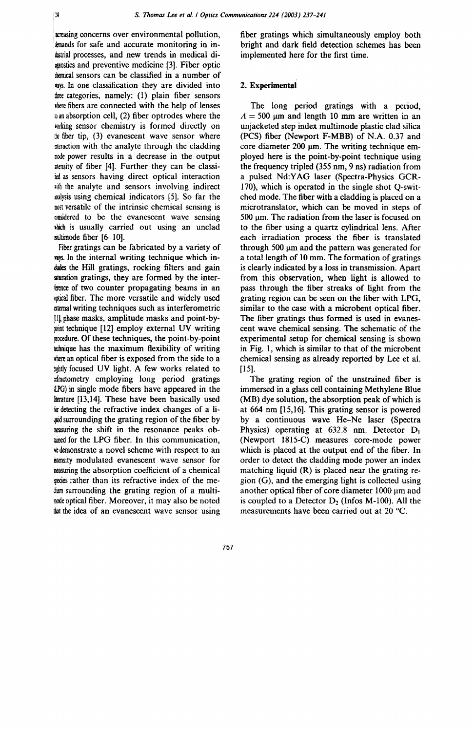increasing concerns over environmental pollution, demands for safe and accurate monitoring in industrial processes, and new trends in medical diagnostics and preventive medicine [3]. Fiber optic chemical sensors can be classified in a number of ways. In one classification they are divided into three categories, namely: (1) plain fiber sensors where fibers are connected with the help of lenses to an absorption cell, (2) fiber optrodes where the working sensor chemistry is formed directly on the fiber tip, (3) evanescent wave sensor where interaction with the analyte through the cladding mode power results in a decrease in the output intensity of fiber [4]. Further they can be classified as sensors having direct optical interaction with the analyte and sensors involving indirect analysis using chemical indicators [5]. So far the most versatile of the intrinsic chemical sensing is considered to be the evanescent wave sensing which is usually carried out using an unclad multimode fiber [6–10].

Fiber gratings can be fabricated by a variety of ways. In the internal writing technique which includes the Hill gratings, rocking filters and gain saturation gratings, they are formed by the interference of two counter propagating beams in an optical fiber. The more versatile and widely used external writing techniques such as interferometric [11], phase masks, amplitude masks and point-by-point technique [12] employ external UV writing procedure. Of these techniques, the point-by-point technique has the maximum flexibility of writing where an optical fiber is exposed from the side to a tightly focused UV light. A few works related to refractometry employing long period gratings (LPG) in single mode fibers have appeared in the literature [13,14]. These have been basically used for detecting the refractive index changes of a liquid surrounding the grating region of the fiber by measuring the shift in the resonance peaks obtained for the LPG fiber. In this communication, we demonstrate a novel scheme with respect to an intensity modulated evanescent wave sensor for measuring the absorption coefficient of a chemical species rather than its refractive index of the medium surrounding the grating region of a multimode optical fiber. Moreover, it may also be noted that the idea of an evanescent wave sensor using fiber gratings which simultaneously employ both bright and dark field detection schemes has been implemented here for the first time.

## 2. Experimental

The long period gratings with a period, $\Lambda = 500$ μm and length 10 mm are written in an unjacketed step index multimode plastic clad silica (PCS) fiber (Newport F-MBB) of N.A. 0.37 and core diameter 200 μm. The writing technique employed here is the point-by-point technique using the frequency tripled (355 nm, 9 ns) radiation from a pulsed Nd:YAG laser (Spectra-Physics GCR-170), which is operated in the single shot Q-switched mode. The fiber with a cladding is placed on a microtranslator, which can be moved in steps of 500 μm. The radiation from the laser is focused on to the fiber using a quartz cylindrical lens. After each irradiation process the fiber is translated through 500 μm and the pattern was generated for a total length of 10 mm. The formation of gratings is clearly indicated by a loss in transmission. Apart from this observation, when light is allowed to pass through the fiber streaks of light from the grating region can be seen on the fiber with LPG, similar to the case with a microbent optical fiber. The fiber gratings thus formed is used in evanescent wave chemical sensing. The schematic of the experimental setup for chemical sensing is shown in Fig. 1, which is similar to that of the microbent chemical sensing as already reported by Lee et al. [15].

The grating region of the unstrained fiber is immersed in a glass cell containing Methylene Blue (MB) dye solution, the absorption peak of which is at 664 nm [15,16]. This grating sensor is powered by a continuous wave He–Ne laser (Spectra Physics) operating at 632.8 nm. Detector $D_1$ (Newport 1815-C) measures core-mode power which is placed at the output end of the fiber. In order to detect the cladding mode power an index matching liquid (R) is placed near the grating region (G), and the emerging light is collected using another optical fiber of core diameter 1000 μm and is coupled to a Detector $D_2$ (Infos M-100). All the measurements have been carried out at 20 °C.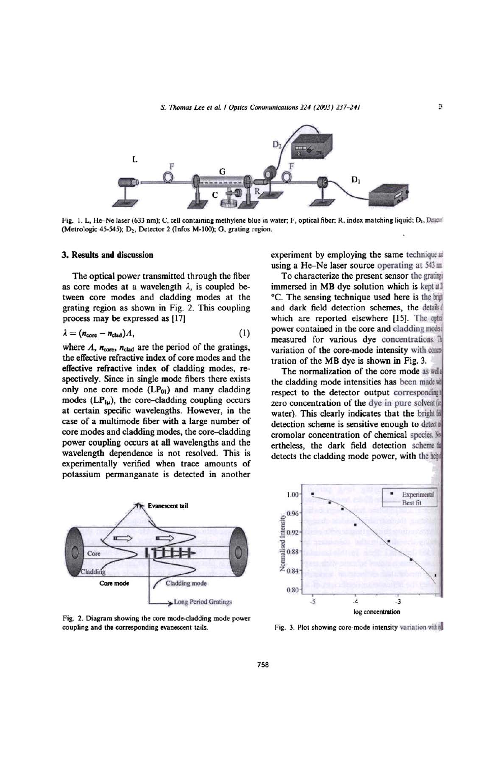Fig. 1. L, He–Ne laser (633 nm); C, cell containing methylene blue in water; F, optical fiber; R, index matching liquid; $D_1$, Detector (Metrologic 45-545); $D_2$, Detector 2 (Infos M-100); G, grating region.

## 3. Results and discussion

The optical power transmitted through the fiber as core modes at a wavelength $\lambda$, is coupled between core modes and cladding modes at the grating region as shown in Fig. 2. This coupling process may be expressed as [17]

$$\lambda = (n_{core} - n_{clad})\Lambda, \tag{1}$$

where $\Lambda$, $n_{core}$, $n_{clad}$ are the period of the gratings, the effective refractive index of core modes and the effective refractive index of cladding modes, respectively. Since in single mode fibers there exists only one core mode ($LP_{01}$) and many cladding modes ($LP_{1\mu}$), the core–cladding coupling occurs at certain specific wavelengths. However, in the case of a multimode fiber with a large number of core modes and cladding modes, the core–cladding power coupling occurs at all wavelengths and the wavelength dependence is not resolved. This is experimentally verified when trace amounts of potassium permanganate is detected in another experiment by employing the same technique and using a He–Ne laser source operating at 543 nm.

To characterize the present sensor the grating is immersed in MB dye solution which is kept at 2 °C. The sensing technique used here is the bright and dark field detection schemes, the details of which are reported elsewhere [15]. The optical power contained in the core and cladding modes is measured for various dye concentrations. The variation of the core-mode intensity with concentration of the MB dye is shown in Fig. 3.

The normalization of the core mode as well as the cladding mode intensities has been made with respect to the detector output corresponding to zero concentration of the dye in pure solvent (i.e. water). This clearly indicates that the bright field detection scheme is sensitive enough to detect micromolar concentration of chemical species. Nevertheless, the dark field detection scheme that detects the cladding mode power, with the help of

Fig. 2. Diagram showing the core mode-cladding mode power coupling and the corresponding evanescent tails.

Fig. 3. Plot showing core-mode intensity variation with of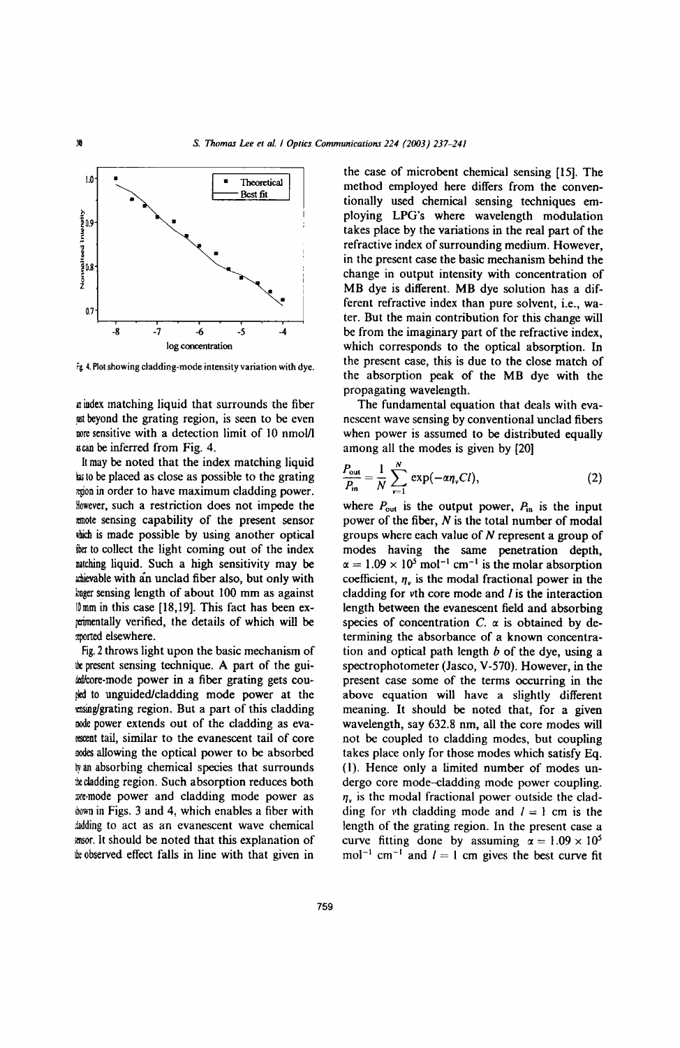Fig. 4. Plot showing cladding-mode intensity variation with dye.

an index matching liquid that surrounds the fiber just beyond the grating region, is seen to be even more sensitive with a detection limit of 10 nmol/l as can be inferred from Fig. 4.

It may be noted that the index matching liquid has to be placed as close as possible to the grating region in order to have maximum cladding power. However, such a restriction does not impede the remote sensing capability of the present sensor which is made possible by using another optical fiber to collect the light coming out of the index matching liquid. Such a high sensitivity may be achievable with an unclad fiber also, but only with longer sensing length of about 100 mm as against 10 mm in this case [18,19]. This fact has been experimentally verified, the details of which will be reported elsewhere.

Fig. 2 throws light upon the basic mechanism of the present sensing technique. A part of the guided/core-mode power in a fiber grating gets coupled to unguided/cladding mode power at the sensing/grating region. But a part of this cladding mode power extends out of the cladding as evanescent tail, similar to the evanescent tail of core modes allowing the optical power to be absorbed by an absorbing chemical species that surrounds the cladding region. Such absorption reduces both core-mode power and cladding mode power as shown in Figs. 3 and 4, which enables a fiber with cladding to act as an evanescent wave chemical sensor. It should be noted that this explanation of the observed effect falls in line with that given in the case of microbent chemical sensing [15]. The method employed here differs from the conventionally used chemical sensing techniques employing LPG's where wavelength modulation takes place by the variations in the real part of the refractive index of surrounding medium. However, in the present case the basic mechanism behind the change in output intensity with concentration of MB dye is different. MB dye solution has a different refractive index than pure solvent, i.e., water. But the main contribution for this change will be from the imaginary part of the refractive index, which corresponds to the optical absorption. In the present case, this is due to the close match of the absorption peak of the MB dye with the propagating wavelength.

The fundamental equation that deals with evanescent wave sensing by conventional unclad fibers when power is assumed to be distributed equally among all the modes is given by [20]

$$\frac{P_{\text{out}}}{P_{\text{in}}} = \frac{1}{N}\sum_{v=1}^{N} \exp(-\alpha\eta_v Cl), \tag{2}$$

where $P_{\text{out}}$ is the output power, $P_{\text{in}}$ is the input power of the fiber, $N$ is the total number of modal groups where each value of $N$ represent a group of modes having the same penetration depth, $\alpha = 1.09 \times 10^5$ mol$^{-1}$ cm$^{-1}$ is the molar absorption coefficient, $\eta_v$ is the modal fractional power in the cladding for $v$th core mode and $l$ is the interaction length between the evanescent field and absorbing species of concentration $C$. $\alpha$ is obtained by determining the absorbance of a known concentration and optical path length $b$ of the dye, using a spectrophotometer (Jasco, V-570). However, in the present case some of the terms occurring in the above equation will have a slightly different meaning. It should be noted that, for a given wavelength, say 632.8 nm, all the core modes will not be coupled to cladding modes, but coupling takes place only for those modes which satisfy Eq. (1). Hence only a limited number of modes undergo core mode–cladding mode power coupling. $\eta_v$ is the modal fractional power outside the cladding for $v$th cladding mode and $l = 1$ cm is the length of the grating region. In the present case a curve fitting done by assuming $\alpha = 1.09 \times 10^5$ mol$^{-1}$ cm$^{-1}$ and $l = 1$ cm gives the best curve fit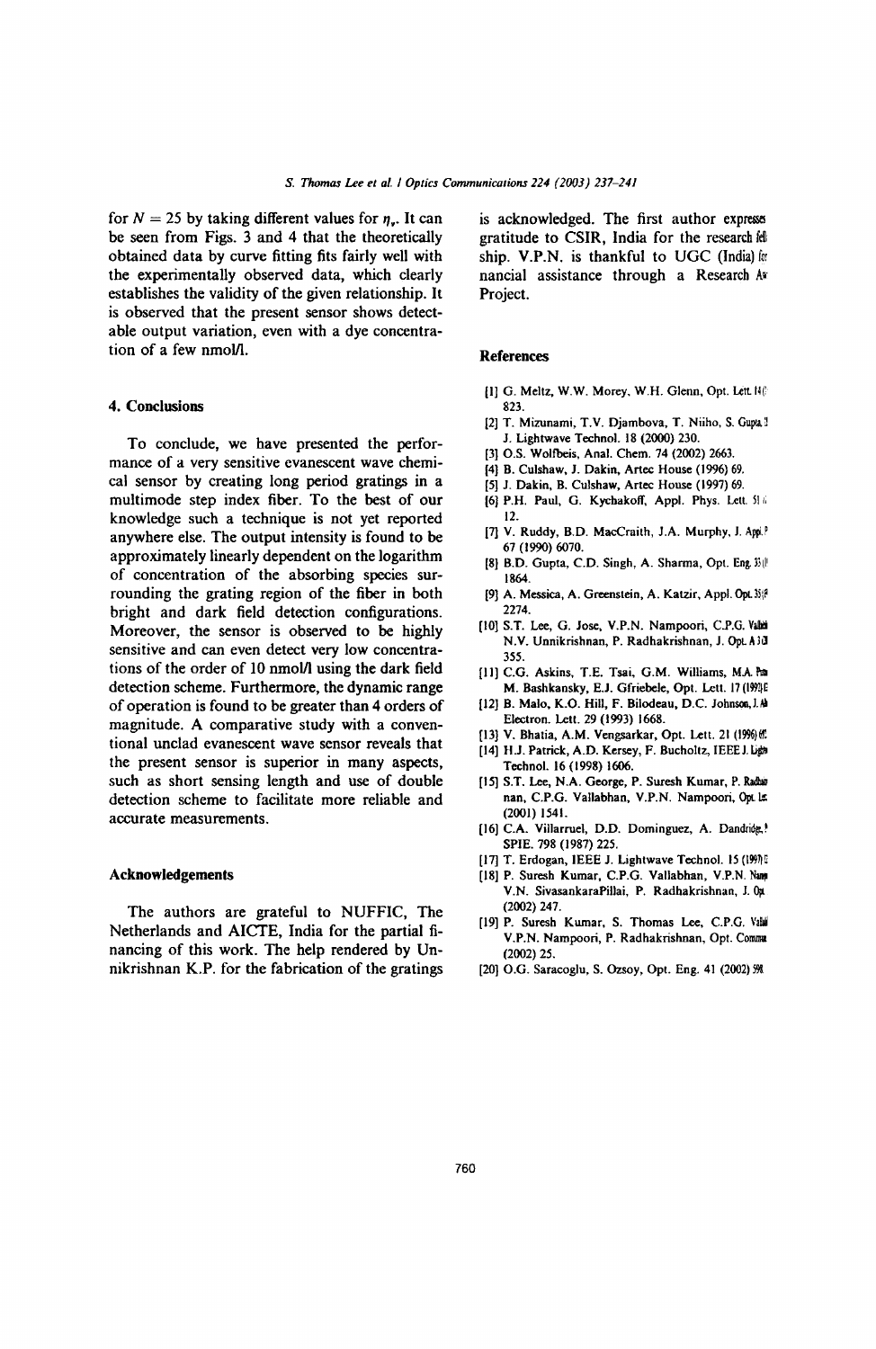for $N = 25$ by taking different values for $\eta_v$. It can be seen from Figs. 3 and 4 that the theoretically obtained data by curve fitting fits fairly well with the experimentally observed data, which clearly establishes the validity of the given relationship. It is observed that the present sensor shows detectable output variation, even with a dye concentration of a few nmol/l.

## 4. Conclusions

To conclude, we have presented the performance of a very sensitive evanescent wave chemical sensor by creating long period gratings in a multimode step index fiber. To the best of our knowledge such a technique is not yet reported anywhere else. The output intensity is found to be approximately linearly dependent on the logarithm of concentration of the absorbing species surrounding the grating region of the fiber in both bright and dark field detection configurations. Moreover, the sensor is observed to be highly sensitive and can even detect very low concentrations of the order of 10 nmol/l using the dark field detection scheme. Furthermore, the dynamic range of operation is found to be greater than 4 orders of magnitude. A comparative study with a conventional unclad evanescent wave sensor reveals that the present sensor is superior in many aspects, such as short sensing length and use of double detection scheme to facilitate more reliable and accurate measurements.

## Acknowledgements

The authors are grateful to NUFFIC, The Netherlands and AICTE, India for the partial financing of this work. The help rendered by Unnikrishnan K.P. for the fabrication of the gratings is acknowledged. The first author expresses gratitude to CSIR, India for the research fellowship. V.P.N. is thankful to UGC (India) for financial assistance through a Research Aw Project.

## References

[1] G. Meltz, W.W. Morey, W.H. Glenn, Opt. Lett. 14 ( 823.

[2] T. Mizunami, T.V. Djambova, T. Niiho, S. Gupta, J. Lightwave Technol. 18 (2000) 230.

[3] O.S. Wolfbeis, Anal. Chem. 74 (2002) 2663.

[4] B. Culshaw, J. Dakin, Artec House (1996) 69.

[5] J. Dakin, B. Culshaw, Artec House (1997) 69.

[6] P.H. Paul, G. Kychakoff, Appl. Phys. Lett. 51 12.

[7] V. Ruddy, B.D. MacCraith, J.A. Murphy, J. Appl. P 67 (1990) 6070.

[8] B.D. Gupta, C.D. Singh, A. Sharma, Opt. Eng. 33 1864.

[9] A. Messica, A. Greenstein, A. Katzir, Appl. Opt. 35 2274.

[10] S.T. Lee, G. Jose, V.P.N. Nampoori, C.P.G. Vallabhan, N.V. Unnikrishnan, P. Radhakrishnan, J. Opt. A 3 355.

[11] C.G. Askins, T.E. Tsai, G.M. Williams, M.A. Putnam, M. Bashkansky, E.J. Gfriebele, Opt. Lett. 17 (1992)

[12] B. Malo, K.O. Hill, F. Bilodeau, D.C. Johnson, J. Albert, Electron. Lett. 29 (1993) 1668.

[13] V. Bhatia, A.M. Vengsarkar, Opt. Lett. 21 (1996)

[14] H.J. Patrick, A.D. Kersey, F. Bucholtz, IEEE J. Lightwave Technol. 16 (1998) 1606.

[15] S.T. Lee, N.A. George, P. Suresh Kumar, P. Radhakrishnan, C.P.G. Vallabhan, V.P.N. Nampoori, Opt. Lett. (2001) 1541.

[16] C.A. Villarruel, D.D. Dominguez, A. Dandridge, SPIE. 798 (1987) 225.

[17] T. Erdogan, IEEE J. Lightwave Technol. 15 (1997)

[18] P. Suresh Kumar, C.P.G. Vallabhan, V.P.N. Nampoori, V.N. SivasankaraPillai, P. Radhakrishnan, J. Opt. (2002) 247.

[19] P. Suresh Kumar, S. Thomas Lee, C.P.G. Vallabhan, V.P.N. Nampoori, P. Radhakrishnan, Opt. Commun. (2002) 25.

[20] O.G. Saracoglu, S. Ozsoy, Opt. Eng. 41 (2002)